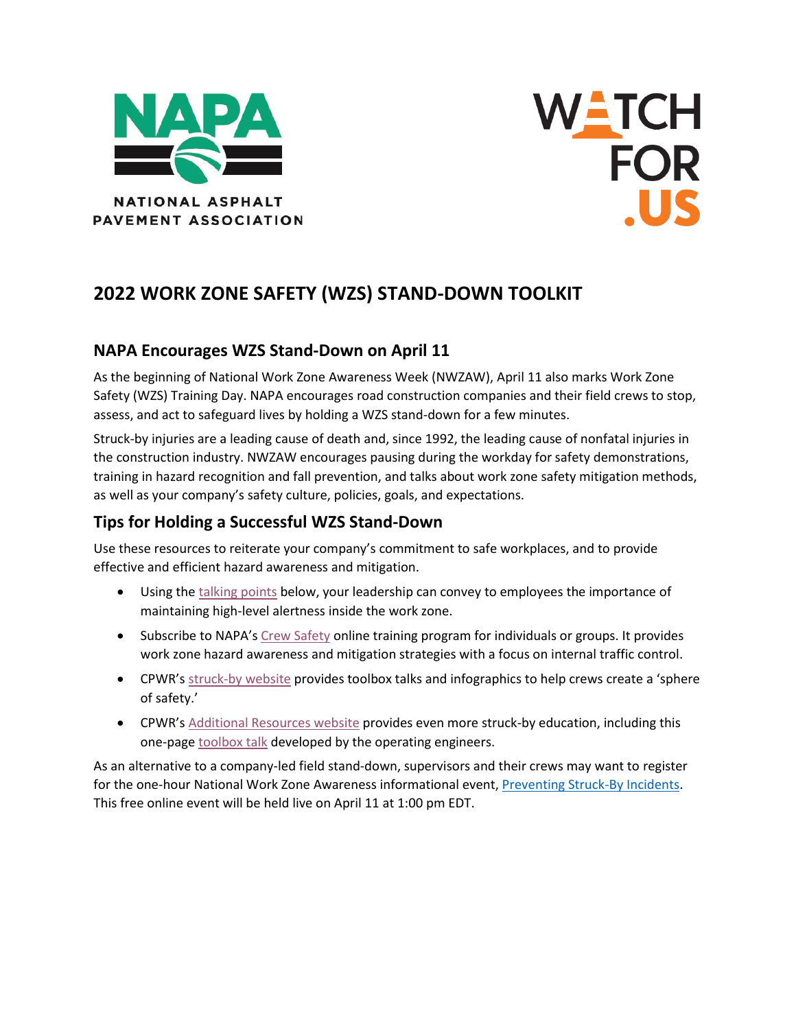NAPA

NATIONAL ASPHALT PAVEMENT ASSOCIATION

WATCH FOR .US

# 2022 WORK ZONE SAFETY (WZS) STAND-DOWN TOOLKIT

## NAPA Encourages WZS Stand-Down on April 11

As the beginning of National Work Zone Awareness Week (NWZAW), April 11 also marks Work Zone Safety (WZS) Training Day. NAPA encourages road construction companies and their field crews to stop, assess, and act to safeguard lives by holding a WZS stand-down for a few minutes.

Struck-by injuries are a leading cause of death and, since 1992, the leading cause of nonfatal injuries in the construction industry. NWZAW encourages pausing during the workday for safety demonstrations, training in hazard recognition and fall prevention, and talks about work zone safety mitigation methods, as well as your company's safety culture, policies, goals, and expectations.

## Tips for Holding a Successful WZS Stand-Down

Use these resources to reiterate your company's commitment to safe workplaces, and to provide effective and efficient hazard awareness and mitigation.

- Using the talking points below, your leadership can convey to employees the importance of maintaining high-level alertness inside the work zone.
- Subscribe to NAPA's Crew Safety online training program for individuals or groups. It provides work zone hazard awareness and mitigation strategies with a focus on internal traffic control.
- CPWR's struck-by website provides toolbox talks and infographics to help crews create a 'sphere of safety.'
- CPWR's Additional Resources website provides even more struck-by education, including this one-page toolbox talk developed by the operating engineers.

As an alternative to a company-led field stand-down, supervisors and their crews may want to register for the one-hour National Work Zone Awareness informational event, Preventing Struck-By Incidents. This free online event will be held live on April 11 at 1:00 pm EDT.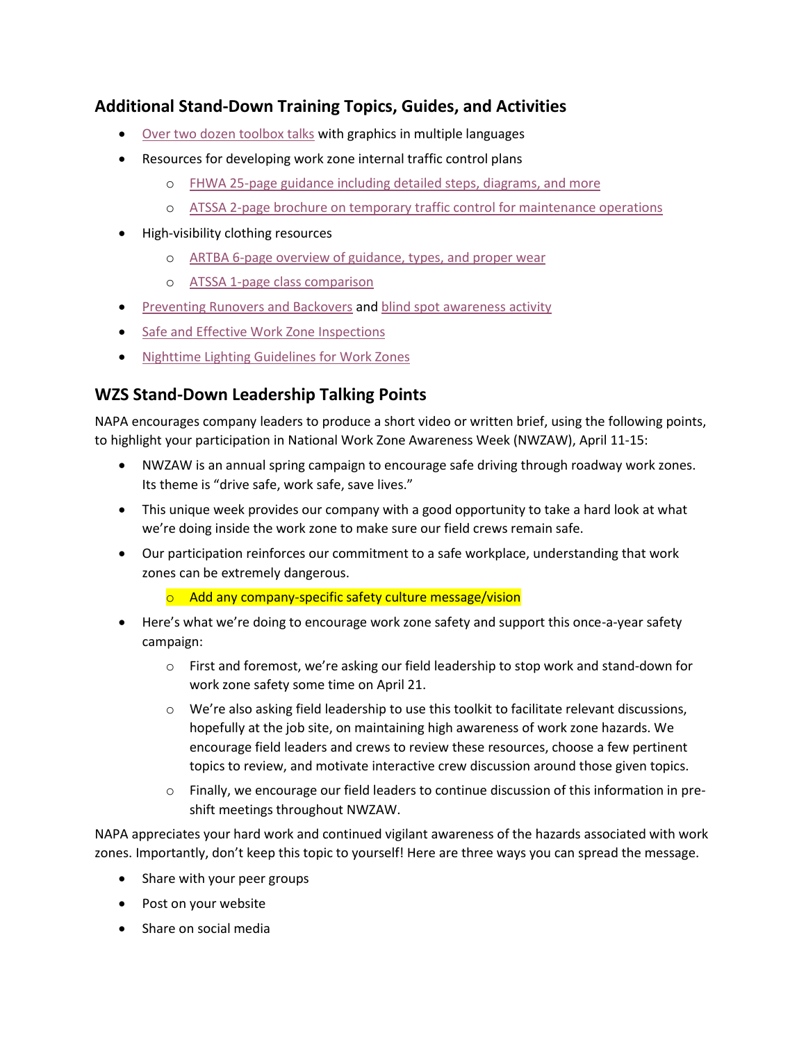## Additional Stand-Down Training Topics, Guides, and Activities

- Over two dozen toolbox talks with graphics in multiple languages
- Resources for developing work zone internal traffic control plans
  - FHWA 25-page guidance including detailed steps, diagrams, and more
  - ATSSA 2-page brochure on temporary traffic control for maintenance operations
- High-visibility clothing resources
  - ARTBA 6-page overview of guidance, types, and proper wear
  - ATSSA 1-page class comparison
- Preventing Runovers and Backovers and blind spot awareness activity
- Safe and Effective Work Zone Inspections
- Nighttime Lighting Guidelines for Work Zones

## WZS Stand-Down Leadership Talking Points

NAPA encourages company leaders to produce a short video or written brief, using the following points, to highlight your participation in National Work Zone Awareness Week (NWZAW), April 11-15:

- NWZAW is an annual spring campaign to encourage safe driving through roadway work zones. Its theme is "drive safe, work safe, save lives."
- This unique week provides our company with a good opportunity to take a hard look at what we're doing inside the work zone to make sure our field crews remain safe.
- Our participation reinforces our commitment to a safe workplace, understanding that work zones can be extremely dangerous.
  - Add any company-specific safety culture message/vision
- Here's what we're doing to encourage work zone safety and support this once-a-year safety campaign:
  - First and foremost, we're asking our field leadership to stop work and stand-down for work zone safety some time on April 21.
  - We're also asking field leadership to use this toolkit to facilitate relevant discussions, hopefully at the job site, on maintaining high awareness of work zone hazards. We encourage field leaders and crews to review these resources, choose a few pertinent topics to review, and motivate interactive crew discussion around those given topics.
  - Finally, we encourage our field leaders to continue discussion of this information in pre-shift meetings throughout NWZAW.

NAPA appreciates your hard work and continued vigilant awareness of the hazards associated with work zones. Importantly, don't keep this topic to yourself! Here are three ways you can spread the message.

- Share with your peer groups
- Post on your website
- Share on social media